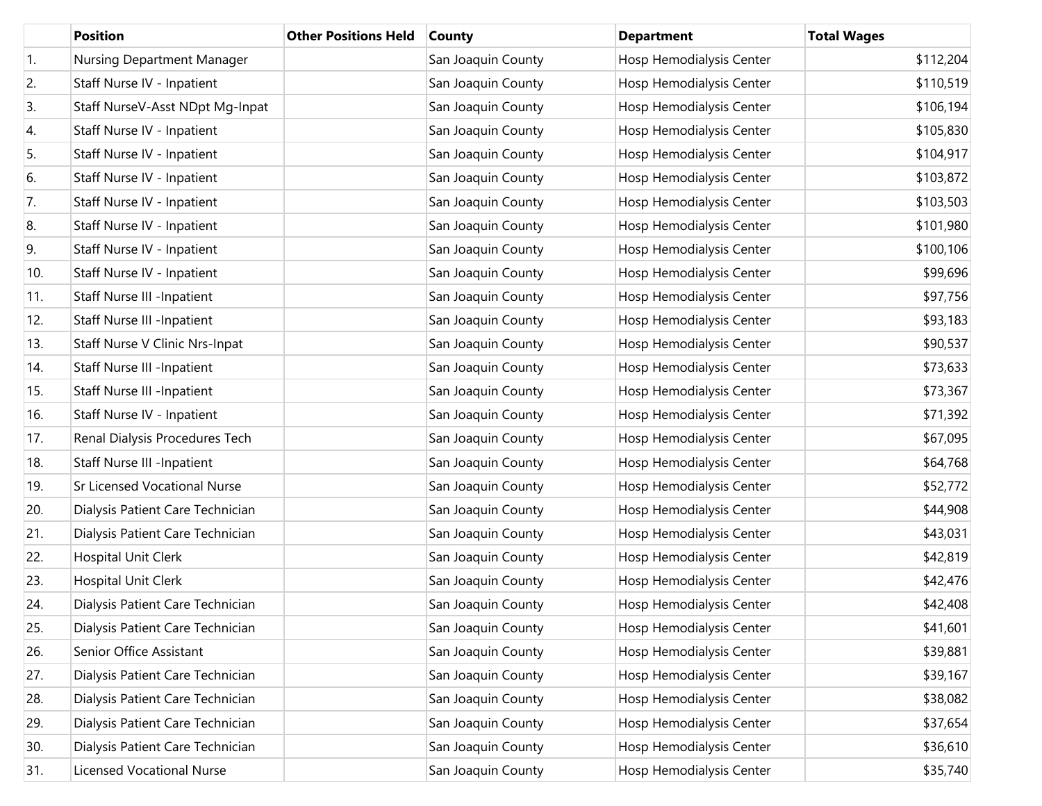| | Position | Other Positions Held | County | Department | Total Wages |
|---|---|---|---|---|---|
| 1. | Nursing Department Manager | | San Joaquin County | Hosp Hemodialysis Center | $112,204 |
| 2. | Staff Nurse IV - Inpatient | | San Joaquin County | Hosp Hemodialysis Center | $110,519 |
| 3. | Staff NurseV-Asst NDpt Mg-Inpat | | San Joaquin County | Hosp Hemodialysis Center | $106,194 |
| 4. | Staff Nurse IV - Inpatient | | San Joaquin County | Hosp Hemodialysis Center | $105,830 |
| 5. | Staff Nurse IV - Inpatient | | San Joaquin County | Hosp Hemodialysis Center | $104,917 |
| 6. | Staff Nurse IV - Inpatient | | San Joaquin County | Hosp Hemodialysis Center | $103,872 |
| 7. | Staff Nurse IV - Inpatient | | San Joaquin County | Hosp Hemodialysis Center | $103,503 |
| 8. | Staff Nurse IV - Inpatient | | San Joaquin County | Hosp Hemodialysis Center | $101,980 |
| 9. | Staff Nurse IV - Inpatient | | San Joaquin County | Hosp Hemodialysis Center | $100,106 |
| 10. | Staff Nurse IV - Inpatient | | San Joaquin County | Hosp Hemodialysis Center | $99,696 |
| 11. | Staff Nurse III -Inpatient | | San Joaquin County | Hosp Hemodialysis Center | $97,756 |
| 12. | Staff Nurse III -Inpatient | | San Joaquin County | Hosp Hemodialysis Center | $93,183 |
| 13. | Staff Nurse V Clinic Nrs-Inpat | | San Joaquin County | Hosp Hemodialysis Center | $90,537 |
| 14. | Staff Nurse III -Inpatient | | San Joaquin County | Hosp Hemodialysis Center | $73,633 |
| 15. | Staff Nurse III -Inpatient | | San Joaquin County | Hosp Hemodialysis Center | $73,367 |
| 16. | Staff Nurse IV - Inpatient | | San Joaquin County | Hosp Hemodialysis Center | $71,392 |
| 17. | Renal Dialysis Procedures Tech | | San Joaquin County | Hosp Hemodialysis Center | $67,095 |
| 18. | Staff Nurse III -Inpatient | | San Joaquin County | Hosp Hemodialysis Center | $64,768 |
| 19. | Sr Licensed Vocational Nurse | | San Joaquin County | Hosp Hemodialysis Center | $52,772 |
| 20. | Dialysis Patient Care Technician | | San Joaquin County | Hosp Hemodialysis Center | $44,908 |
| 21. | Dialysis Patient Care Technician | | San Joaquin County | Hosp Hemodialysis Center | $43,031 |
| 22. | Hospital Unit Clerk | | San Joaquin County | Hosp Hemodialysis Center | $42,819 |
| 23. | Hospital Unit Clerk | | San Joaquin County | Hosp Hemodialysis Center | $42,476 |
| 24. | Dialysis Patient Care Technician | | San Joaquin County | Hosp Hemodialysis Center | $42,408 |
| 25. | Dialysis Patient Care Technician | | San Joaquin County | Hosp Hemodialysis Center | $41,601 |
| 26. | Senior Office Assistant | | San Joaquin County | Hosp Hemodialysis Center | $39,881 |
| 27. | Dialysis Patient Care Technician | | San Joaquin County | Hosp Hemodialysis Center | $39,167 |
| 28. | Dialysis Patient Care Technician | | San Joaquin County | Hosp Hemodialysis Center | $38,082 |
| 29. | Dialysis Patient Care Technician | | San Joaquin County | Hosp Hemodialysis Center | $37,654 |
| 30. | Dialysis Patient Care Technician | | San Joaquin County | Hosp Hemodialysis Center | $36,610 |
| 31. | Licensed Vocational Nurse | | San Joaquin County | Hosp Hemodialysis Center | $35,740 |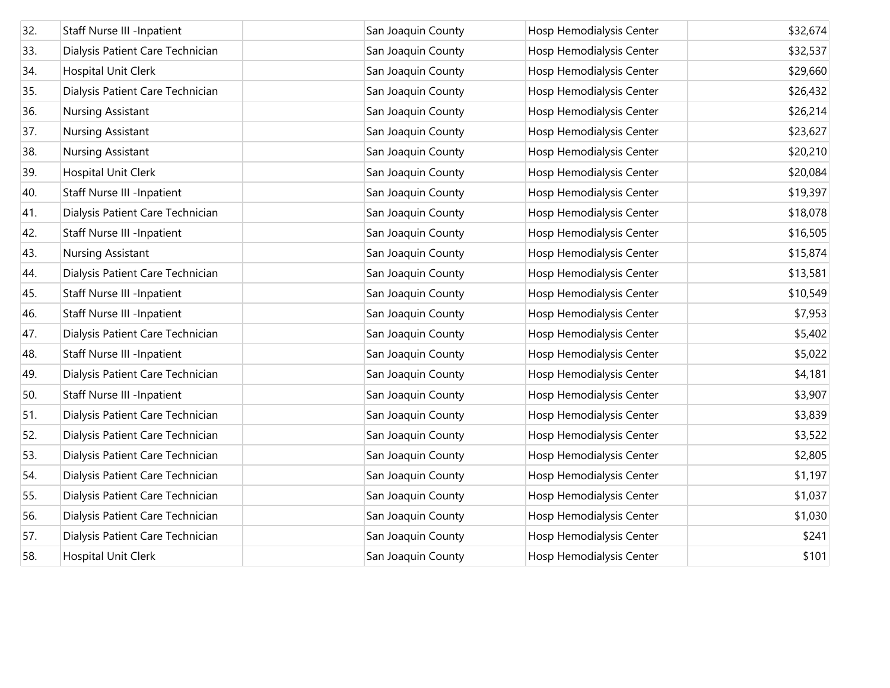| | | | | | |
|---|---|---|---|---|---|
| 32. | Staff Nurse III -Inpatient | | San Joaquin County | Hosp Hemodialysis Center | $32,674 |
| 33. | Dialysis Patient Care Technician | | San Joaquin County | Hosp Hemodialysis Center | $32,537 |
| 34. | Hospital Unit Clerk | | San Joaquin County | Hosp Hemodialysis Center | $29,660 |
| 35. | Dialysis Patient Care Technician | | San Joaquin County | Hosp Hemodialysis Center | $26,432 |
| 36. | Nursing Assistant | | San Joaquin County | Hosp Hemodialysis Center | $26,214 |
| 37. | Nursing Assistant | | San Joaquin County | Hosp Hemodialysis Center | $23,627 |
| 38. | Nursing Assistant | | San Joaquin County | Hosp Hemodialysis Center | $20,210 |
| 39. | Hospital Unit Clerk | | San Joaquin County | Hosp Hemodialysis Center | $20,084 |
| 40. | Staff Nurse III -Inpatient | | San Joaquin County | Hosp Hemodialysis Center | $19,397 |
| 41. | Dialysis Patient Care Technician | | San Joaquin County | Hosp Hemodialysis Center | $18,078 |
| 42. | Staff Nurse III -Inpatient | | San Joaquin County | Hosp Hemodialysis Center | $16,505 |
| 43. | Nursing Assistant | | San Joaquin County | Hosp Hemodialysis Center | $15,874 |
| 44. | Dialysis Patient Care Technician | | San Joaquin County | Hosp Hemodialysis Center | $13,581 |
| 45. | Staff Nurse III -Inpatient | | San Joaquin County | Hosp Hemodialysis Center | $10,549 |
| 46. | Staff Nurse III -Inpatient | | San Joaquin County | Hosp Hemodialysis Center | $7,953 |
| 47. | Dialysis Patient Care Technician | | San Joaquin County | Hosp Hemodialysis Center | $5,402 |
| 48. | Staff Nurse III -Inpatient | | San Joaquin County | Hosp Hemodialysis Center | $5,022 |
| 49. | Dialysis Patient Care Technician | | San Joaquin County | Hosp Hemodialysis Center | $4,181 |
| 50. | Staff Nurse III -Inpatient | | San Joaquin County | Hosp Hemodialysis Center | $3,907 |
| 51. | Dialysis Patient Care Technician | | San Joaquin County | Hosp Hemodialysis Center | $3,839 |
| 52. | Dialysis Patient Care Technician | | San Joaquin County | Hosp Hemodialysis Center | $3,522 |
| 53. | Dialysis Patient Care Technician | | San Joaquin County | Hosp Hemodialysis Center | $2,805 |
| 54. | Dialysis Patient Care Technician | | San Joaquin County | Hosp Hemodialysis Center | $1,197 |
| 55. | Dialysis Patient Care Technician | | San Joaquin County | Hosp Hemodialysis Center | $1,037 |
| 56. | Dialysis Patient Care Technician | | San Joaquin County | Hosp Hemodialysis Center | $1,030 |
| 57. | Dialysis Patient Care Technician | | San Joaquin County | Hosp Hemodialysis Center | $241 |
| 58. | Hospital Unit Clerk | | San Joaquin County | Hosp Hemodialysis Center | $101 |